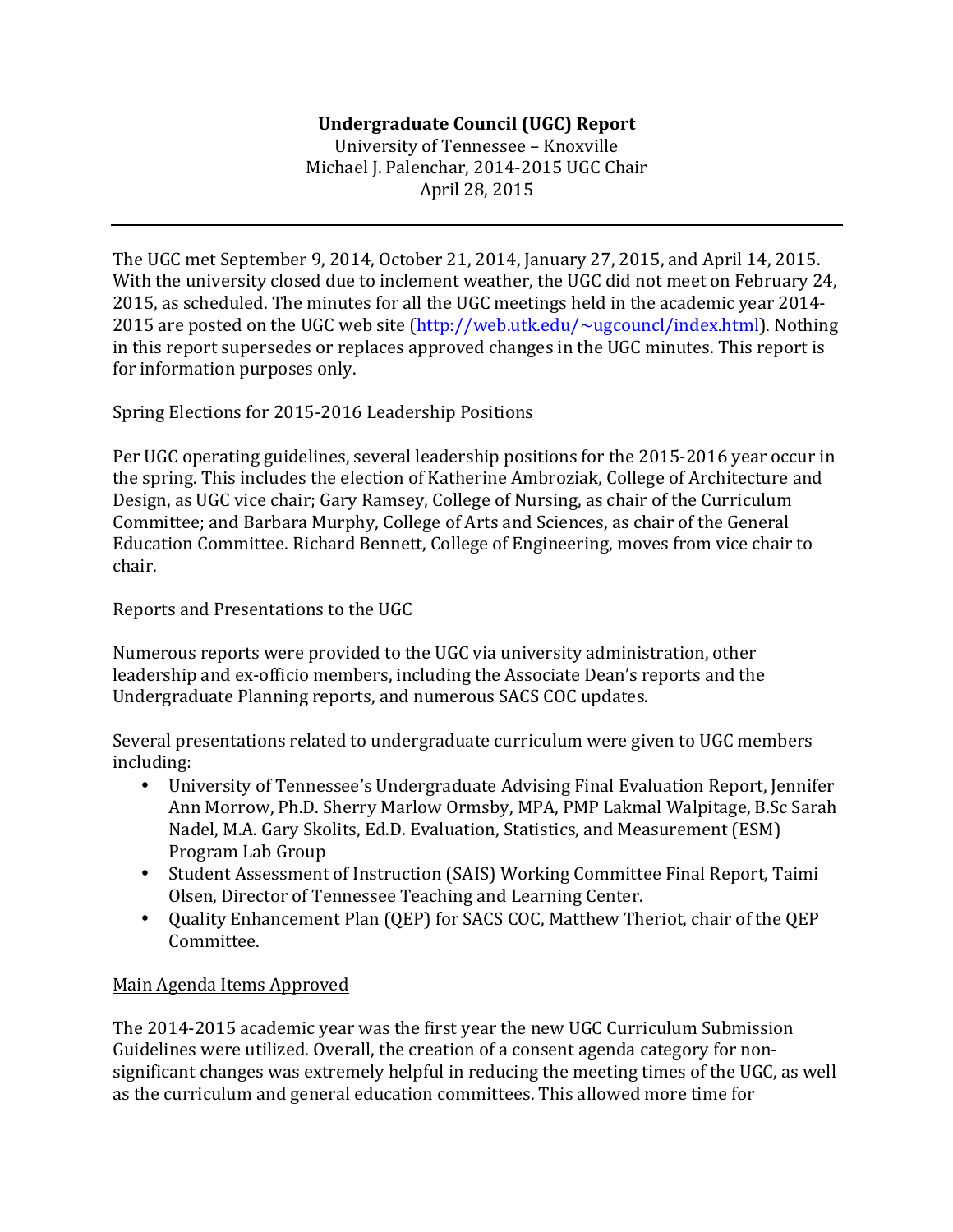**Undergraduate Council (UGC) Report**
University of Tennessee – Knoxville
Michael J. Palenchar, 2014-2015 UGC Chair
April 28, 2015

---

The UGC met September 9, 2014, October 21, 2014, January 27, 2015, and April 14, 2015. With the university closed due to inclement weather, the UGC did not meet on February 24, 2015, as scheduled. The minutes for all the UGC meetings held in the academic year 2014-2015 are posted on the UGC web site ([http://web.utk.edu/~ugcouncl/index.html](http://web.utk.edu/~ugcouncl/index.html)). Nothing in this report supersedes or replaces approved changes in the UGC minutes. This report is for information purposes only.

Spring Elections for 2015-2016 Leadership Positions

Per UGC operating guidelines, several leadership positions for the 2015-2016 year occur in the spring. This includes the election of Katherine Ambroziak, College of Architecture and Design, as UGC vice chair; Gary Ramsey, College of Nursing, as chair of the Curriculum Committee; and Barbara Murphy, College of Arts and Sciences, as chair of the General Education Committee. Richard Bennett, College of Engineering, moves from vice chair to chair.

Reports and Presentations to the UGC

Numerous reports were provided to the UGC via university administration, other leadership and ex-officio members, including the Associate Dean's reports and the Undergraduate Planning reports, and numerous SACS COC updates.

Several presentations related to undergraduate curriculum were given to UGC members including:

- University of Tennessee's Undergraduate Advising Final Evaluation Report, Jennifer Ann Morrow, Ph.D. Sherry Marlow Ormsby, MPA, PMP Lakmal Walpitage, B.Sc Sarah Nadel, M.A. Gary Skolits, Ed.D. Evaluation, Statistics, and Measurement (ESM) Program Lab Group
- Student Assessment of Instruction (SAIS) Working Committee Final Report, Taimi Olsen, Director of Tennessee Teaching and Learning Center.
- Quality Enhancement Plan (QEP) for SACS COC, Matthew Theriot, chair of the QEP Committee.

Main Agenda Items Approved

The 2014-2015 academic year was the first year the new UGC Curriculum Submission Guidelines were utilized. Overall, the creation of a consent agenda category for non-significant changes was extremely helpful in reducing the meeting times of the UGC, as well as the curriculum and general education committees. This allowed more time for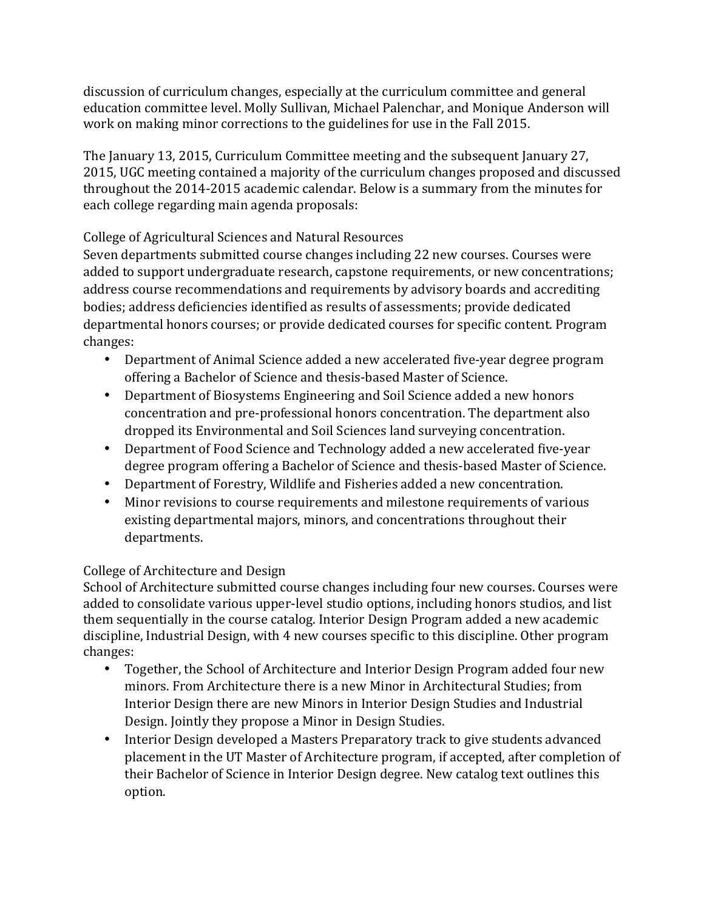discussion of curriculum changes, especially at the curriculum committee and general education committee level. Molly Sullivan, Michael Palenchar, and Monique Anderson will work on making minor corrections to the guidelines for use in the Fall 2015.

The January 13, 2015, Curriculum Committee meeting and the subsequent January 27, 2015, UGC meeting contained a majority of the curriculum changes proposed and discussed throughout the 2014-2015 academic calendar. Below is a summary from the minutes for each college regarding main agenda proposals:

College of Agricultural Sciences and Natural Resources

Seven departments submitted course changes including 22 new courses. Courses were added to support undergraduate research, capstone requirements, or new concentrations; address course recommendations and requirements by advisory boards and accrediting bodies; address deficiencies identified as results of assessments; provide dedicated departmental honors courses; or provide dedicated courses for specific content. Program changes:

- Department of Animal Science added a new accelerated five-year degree program offering a Bachelor of Science and thesis-based Master of Science.
- Department of Biosystems Engineering and Soil Science added a new honors concentration and pre-professional honors concentration. The department also dropped its Environmental and Soil Sciences land surveying concentration.
- Department of Food Science and Technology added a new accelerated five-year degree program offering a Bachelor of Science and thesis-based Master of Science.
- Department of Forestry, Wildlife and Fisheries added a new concentration.
- Minor revisions to course requirements and milestone requirements of various existing departmental majors, minors, and concentrations throughout their departments.

College of Architecture and Design

School of Architecture submitted course changes including four new courses. Courses were added to consolidate various upper-level studio options, including honors studios, and list them sequentially in the course catalog. Interior Design Program added a new academic discipline, Industrial Design, with 4 new courses specific to this discipline. Other program changes:

- Together, the School of Architecture and Interior Design Program added four new minors. From Architecture there is a new Minor in Architectural Studies; from Interior Design there are new Minors in Interior Design Studies and Industrial Design. Jointly they propose a Minor in Design Studies.
- Interior Design developed a Masters Preparatory track to give students advanced placement in the UT Master of Architecture program, if accepted, after completion of their Bachelor of Science in Interior Design degree. New catalog text outlines this option.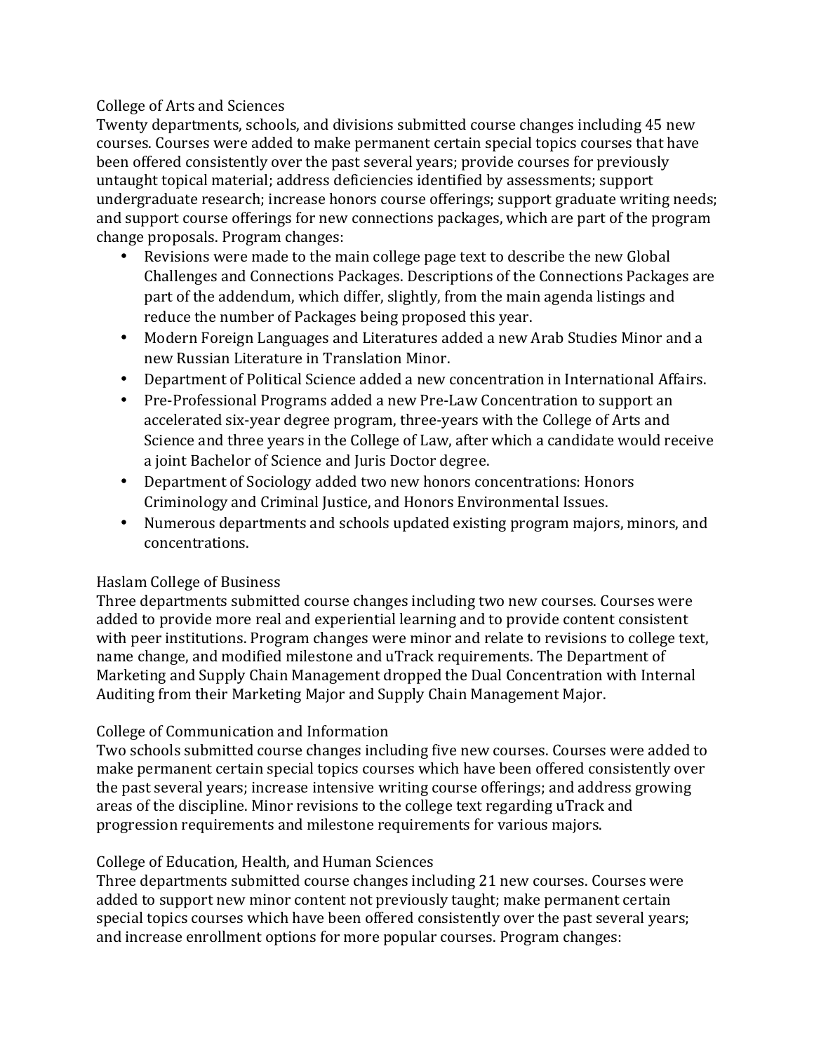## College of Arts and Sciences

Twenty departments, schools, and divisions submitted course changes including 45 new courses. Courses were added to make permanent certain special topics courses that have been offered consistently over the past several years; provide courses for previously untaught topical material; address deficiencies identified by assessments; support undergraduate research; increase honors course offerings; support graduate writing needs; and support course offerings for new connections packages, which are part of the program change proposals. Program changes:

- Revisions were made to the main college page text to describe the new Global Challenges and Connections Packages. Descriptions of the Connections Packages are part of the addendum, which differ, slightly, from the main agenda listings and reduce the number of Packages being proposed this year.
- Modern Foreign Languages and Literatures added a new Arab Studies Minor and a new Russian Literature in Translation Minor.
- Department of Political Science added a new concentration in International Affairs.
- Pre-Professional Programs added a new Pre-Law Concentration to support an accelerated six-year degree program, three-years with the College of Arts and Science and three years in the College of Law, after which a candidate would receive a joint Bachelor of Science and Juris Doctor degree.
- Department of Sociology added two new honors concentrations: Honors Criminology and Criminal Justice, and Honors Environmental Issues.
- Numerous departments and schools updated existing program majors, minors, and concentrations.

## Haslam College of Business

Three departments submitted course changes including two new courses. Courses were added to provide more real and experiential learning and to provide content consistent with peer institutions. Program changes were minor and relate to revisions to college text, name change, and modified milestone and uTrack requirements. The Department of Marketing and Supply Chain Management dropped the Dual Concentration with Internal Auditing from their Marketing Major and Supply Chain Management Major.

## College of Communication and Information

Two schools submitted course changes including five new courses. Courses were added to make permanent certain special topics courses which have been offered consistently over the past several years; increase intensive writing course offerings; and address growing areas of the discipline. Minor revisions to the college text regarding uTrack and progression requirements and milestone requirements for various majors.

## College of Education, Health, and Human Sciences

Three departments submitted course changes including 21 new courses. Courses were added to support new minor content not previously taught; make permanent certain special topics courses which have been offered consistently over the past several years; and increase enrollment options for more popular courses. Program changes: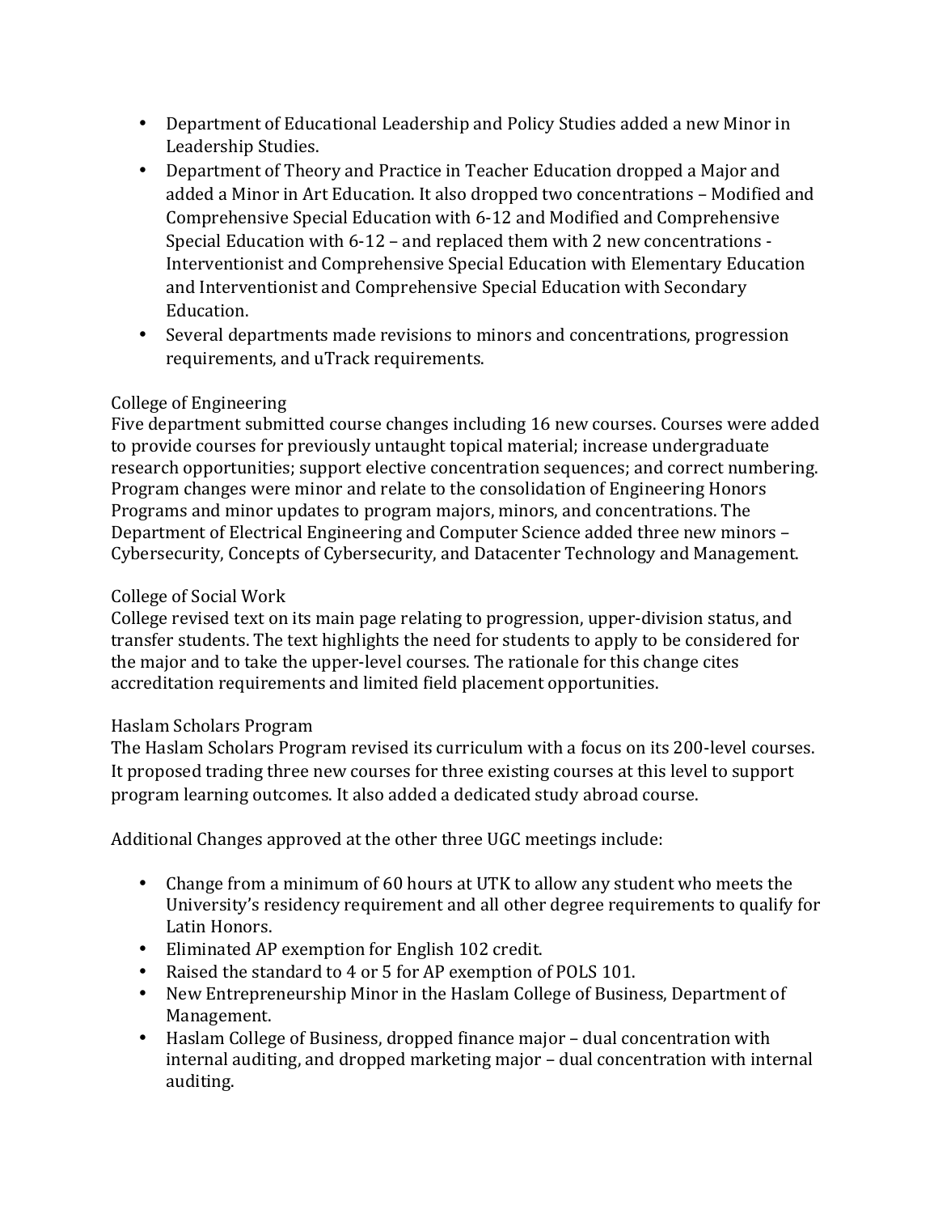- Department of Educational Leadership and Policy Studies added a new Minor in Leadership Studies.
- Department of Theory and Practice in Teacher Education dropped a Major and added a Minor in Art Education. It also dropped two concentrations – Modified and Comprehensive Special Education with 6-12 and Modified and Comprehensive Special Education with 6-12 – and replaced them with 2 new concentrations - Interventionist and Comprehensive Special Education with Elementary Education and Interventionist and Comprehensive Special Education with Secondary Education.
- Several departments made revisions to minors and concentrations, progression requirements, and uTrack requirements.

College of Engineering

Five department submitted course changes including 16 new courses. Courses were added to provide courses for previously untaught topical material; increase undergraduate research opportunities; support elective concentration sequences; and correct numbering. Program changes were minor and relate to the consolidation of Engineering Honors Programs and minor updates to program majors, minors, and concentrations. The Department of Electrical Engineering and Computer Science added three new minors – Cybersecurity, Concepts of Cybersecurity, and Datacenter Technology and Management.

College of Social Work

College revised text on its main page relating to progression, upper-division status, and transfer students. The text highlights the need for students to apply to be considered for the major and to take the upper-level courses. The rationale for this change cites accreditation requirements and limited field placement opportunities.

Haslam Scholars Program

The Haslam Scholars Program revised its curriculum with a focus on its 200-level courses. It proposed trading three new courses for three existing courses at this level to support program learning outcomes. It also added a dedicated study abroad course.

Additional Changes approved at the other three UGC meetings include:

- Change from a minimum of 60 hours at UTK to allow any student who meets the University's residency requirement and all other degree requirements to qualify for Latin Honors.
- Eliminated AP exemption for English 102 credit.
- Raised the standard to 4 or 5 for AP exemption of POLS 101.
- New Entrepreneurship Minor in the Haslam College of Business, Department of Management.
- Haslam College of Business, dropped finance major – dual concentration with internal auditing, and dropped marketing major – dual concentration with internal auditing.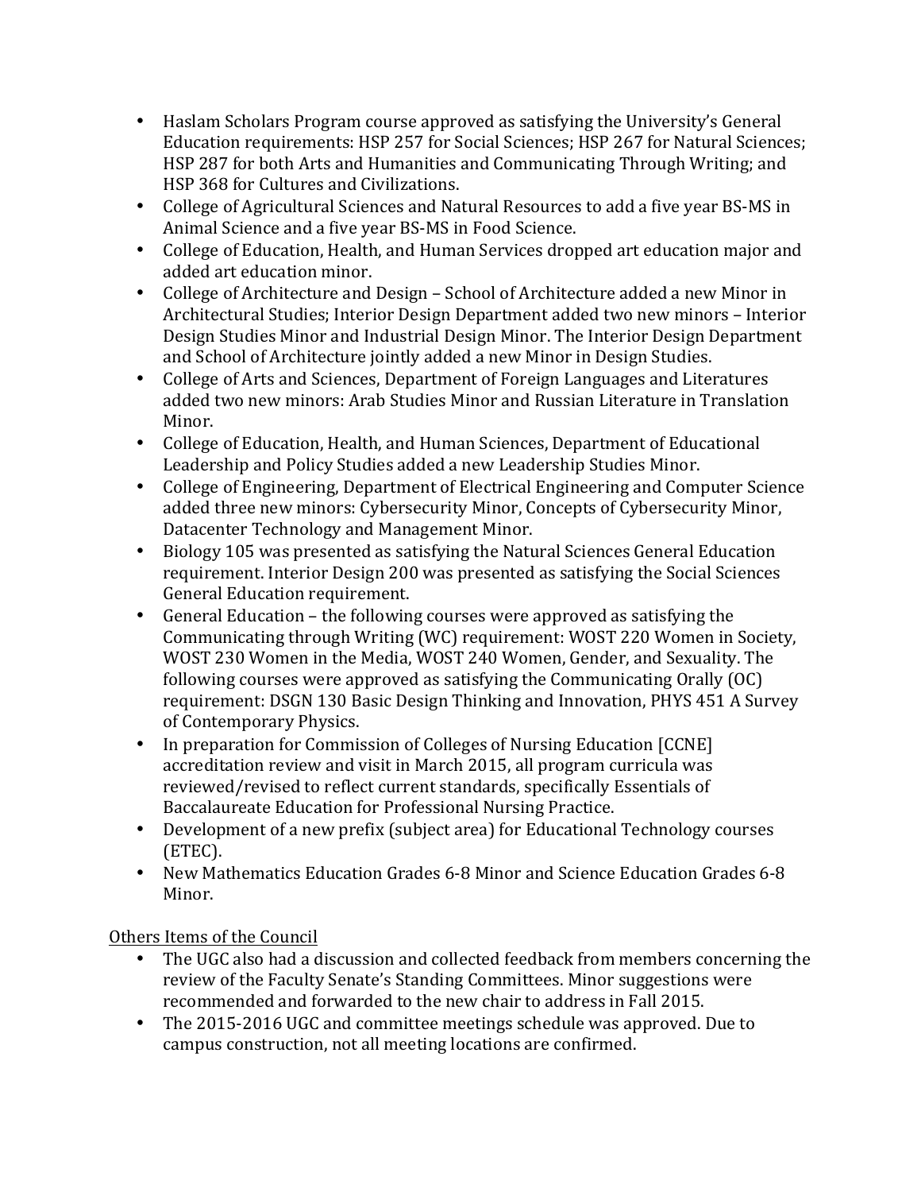- Haslam Scholars Program course approved as satisfying the University's General Education requirements: HSP 257 for Social Sciences; HSP 267 for Natural Sciences; HSP 287 for both Arts and Humanities and Communicating Through Writing; and HSP 368 for Cultures and Civilizations.
- College of Agricultural Sciences and Natural Resources to add a five year BS-MS in Animal Science and a five year BS-MS in Food Science.
- College of Education, Health, and Human Services dropped art education major and added art education minor.
- College of Architecture and Design – School of Architecture added a new Minor in Architectural Studies; Interior Design Department added two new minors – Interior Design Studies Minor and Industrial Design Minor. The Interior Design Department and School of Architecture jointly added a new Minor in Design Studies.
- College of Arts and Sciences, Department of Foreign Languages and Literatures added two new minors: Arab Studies Minor and Russian Literature in Translation Minor.
- College of Education, Health, and Human Sciences, Department of Educational Leadership and Policy Studies added a new Leadership Studies Minor.
- College of Engineering, Department of Electrical Engineering and Computer Science added three new minors: Cybersecurity Minor, Concepts of Cybersecurity Minor, Datacenter Technology and Management Minor.
- Biology 105 was presented as satisfying the Natural Sciences General Education requirement. Interior Design 200 was presented as satisfying the Social Sciences General Education requirement.
- General Education – the following courses were approved as satisfying the Communicating through Writing (WC) requirement: WOST 220 Women in Society, WOST 230 Women in the Media, WOST 240 Women, Gender, and Sexuality. The following courses were approved as satisfying the Communicating Orally (OC) requirement: DSGN 130 Basic Design Thinking and Innovation, PHYS 451 A Survey of Contemporary Physics.
- In preparation for Commission of Colleges of Nursing Education [CCNE] accreditation review and visit in March 2015, all program curricula was reviewed/revised to reflect current standards, specifically Essentials of Baccalaureate Education for Professional Nursing Practice.
- Development of a new prefix (subject area) for Educational Technology courses (ETEC).
- New Mathematics Education Grades 6-8 Minor and Science Education Grades 6-8 Minor.

<u>Others Items of the Council</u>

- The UGC also had a discussion and collected feedback from members concerning the review of the Faculty Senate's Standing Committees. Minor suggestions were recommended and forwarded to the new chair to address in Fall 2015.
- The 2015-2016 UGC and committee meetings schedule was approved. Due to campus construction, not all meeting locations are confirmed.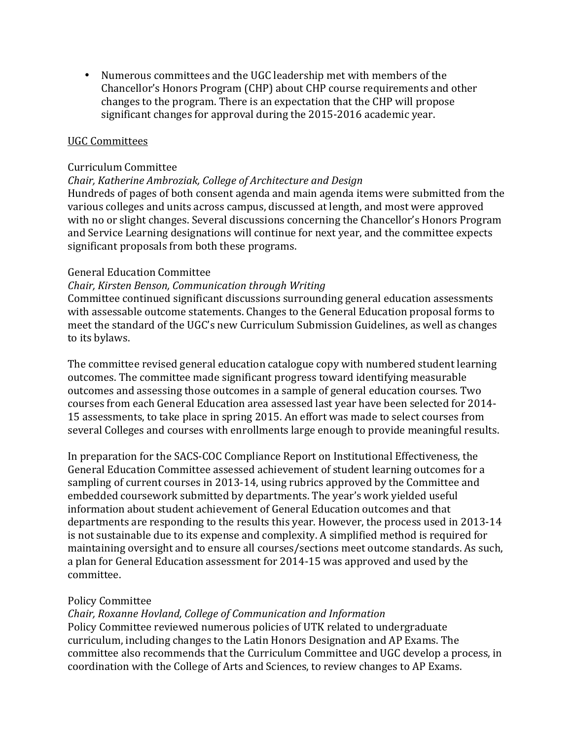- Numerous committees and the UGC leadership met with members of the Chancellor's Honors Program (CHP) about CHP course requirements and other changes to the program. There is an expectation that the CHP will propose significant changes for approval during the 2015-2016 academic year.

<u>UGC Committees</u>

Curriculum Committee
*Chair, Katherine Ambroziak, College of Architecture and Design*
Hundreds of pages of both consent agenda and main agenda items were submitted from the various colleges and units across campus, discussed at length, and most were approved with no or slight changes. Several discussions concerning the Chancellor's Honors Program and Service Learning designations will continue for next year, and the committee expects significant proposals from both these programs.

General Education Committee
*Chair, Kirsten Benson, Communication through Writing*
Committee continued significant discussions surrounding general education assessments with assessable outcome statements. Changes to the General Education proposal forms to meet the standard of the UGC's new Curriculum Submission Guidelines, as well as changes to its bylaws.

The committee revised general education catalogue copy with numbered student learning outcomes. The committee made significant progress toward identifying measurable outcomes and assessing those outcomes in a sample of general education courses. Two courses from each General Education area assessed last year have been selected for 2014-15 assessments, to take place in spring 2015. An effort was made to select courses from several Colleges and courses with enrollments large enough to provide meaningful results.

In preparation for the SACS-COC Compliance Report on Institutional Effectiveness, the General Education Committee assessed achievement of student learning outcomes for a sampling of current courses in 2013-14, using rubrics approved by the Committee and embedded coursework submitted by departments. The year's work yielded useful information about student achievement of General Education outcomes and that departments are responding to the results this year. However, the process used in 2013-14 is not sustainable due to its expense and complexity. A simplified method is required for maintaining oversight and to ensure all courses/sections meet outcome standards. As such, a plan for General Education assessment for 2014-15 was approved and used by the committee.

Policy Committee
*Chair, Roxanne Hovland, College of Communication and Information*
Policy Committee reviewed numerous policies of UTK related to undergraduate curriculum, including changes to the Latin Honors Designation and AP Exams. The committee also recommends that the Curriculum Committee and UGC develop a process, in coordination with the College of Arts and Sciences, to review changes to AP Exams.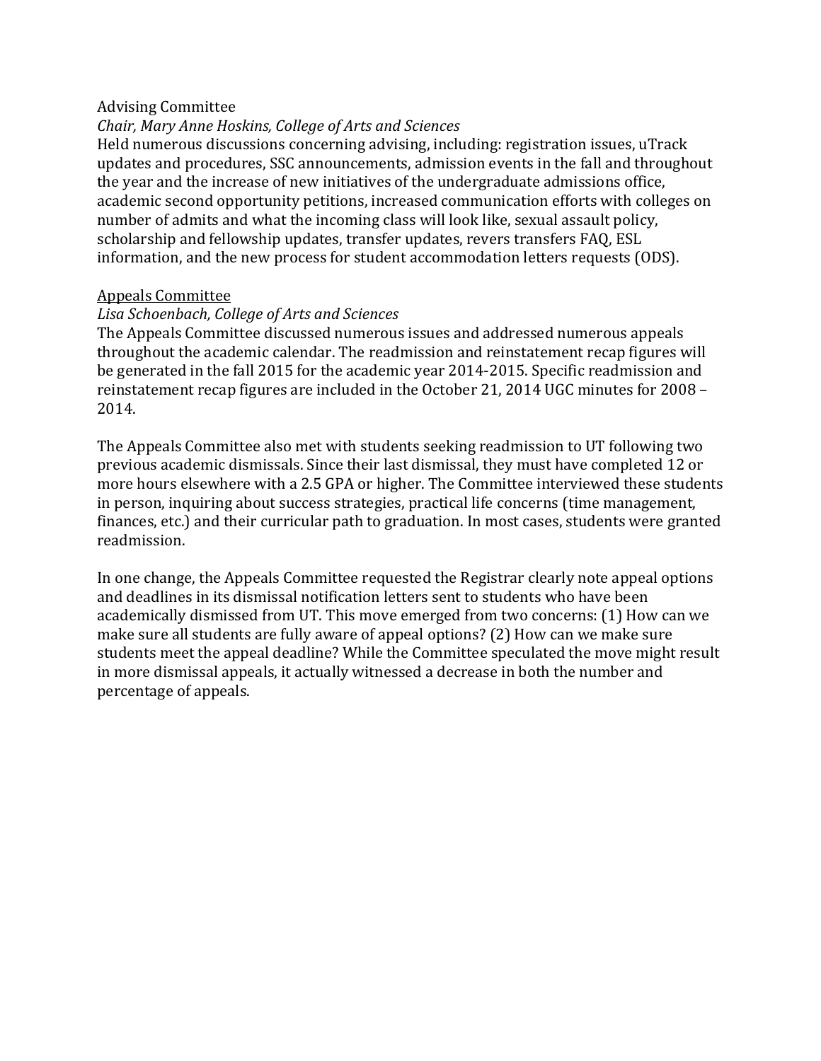Advising Committee

*Chair, Mary Anne Hoskins, College of Arts and Sciences*

Held numerous discussions concerning advising, including: registration issues, uTrack updates and procedures, SSC announcements, admission events in the fall and throughout the year and the increase of new initiatives of the undergraduate admissions office, academic second opportunity petitions, increased communication efforts with colleges on number of admits and what the incoming class will look like, sexual assault policy, scholarship and fellowship updates, transfer updates, revers transfers FAQ, ESL information, and the new process for student accommodation letters requests (ODS).

<u>Appeals Committee</u>

*Lisa Schoenbach, College of Arts and Sciences*

The Appeals Committee discussed numerous issues and addressed numerous appeals throughout the academic calendar. The readmission and reinstatement recap figures will be generated in the fall 2015 for the academic year 2014-2015. Specific readmission and reinstatement recap figures are included in the October 21, 2014 UGC minutes for 2008 – 2014.

The Appeals Committee also met with students seeking readmission to UT following two previous academic dismissals. Since their last dismissal, they must have completed 12 or more hours elsewhere with a 2.5 GPA or higher. The Committee interviewed these students in person, inquiring about success strategies, practical life concerns (time management, finances, etc.) and their curricular path to graduation. In most cases, students were granted readmission.

In one change, the Appeals Committee requested the Registrar clearly note appeal options and deadlines in its dismissal notification letters sent to students who have been academically dismissed from UT. This move emerged from two concerns: (1) How can we make sure all students are fully aware of appeal options? (2) How can we make sure students meet the appeal deadline? While the Committee speculated the move might result in more dismissal appeals, it actually witnessed a decrease in both the number and percentage of appeals.